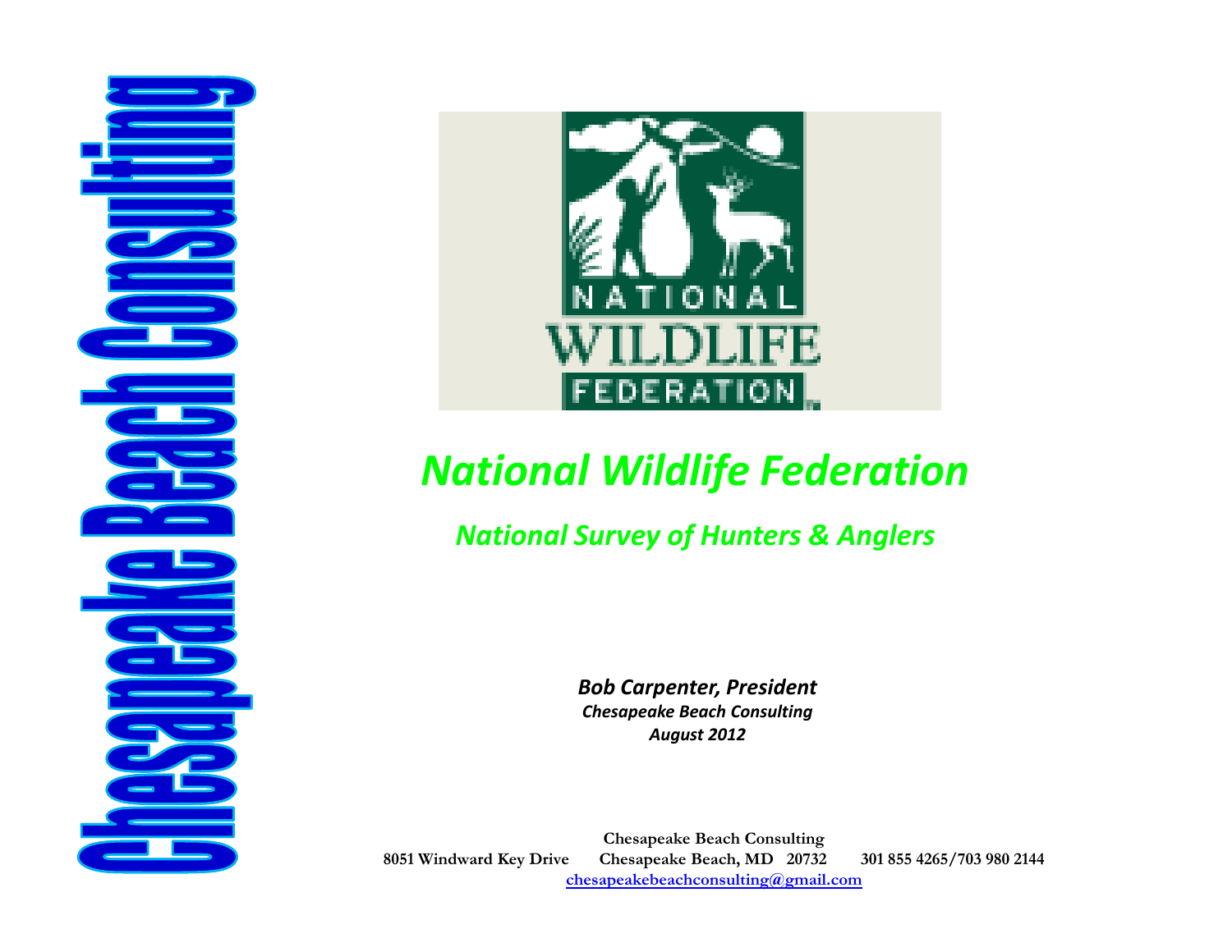Chesapeake Beach Consulting

# *National Wildlife Federation*

## *National Survey of Hunters & Anglers*

***Bob Carpenter, President***
***Chesapeake Beach Consulting***
***August 2012***

**Chesapeake Beach Consulting**
**8051 Windward Key Drive  Chesapeake Beach, MD 20732  301 855 4265/703 980 2144**
**chesapeakebeachconsulting@gmail.com**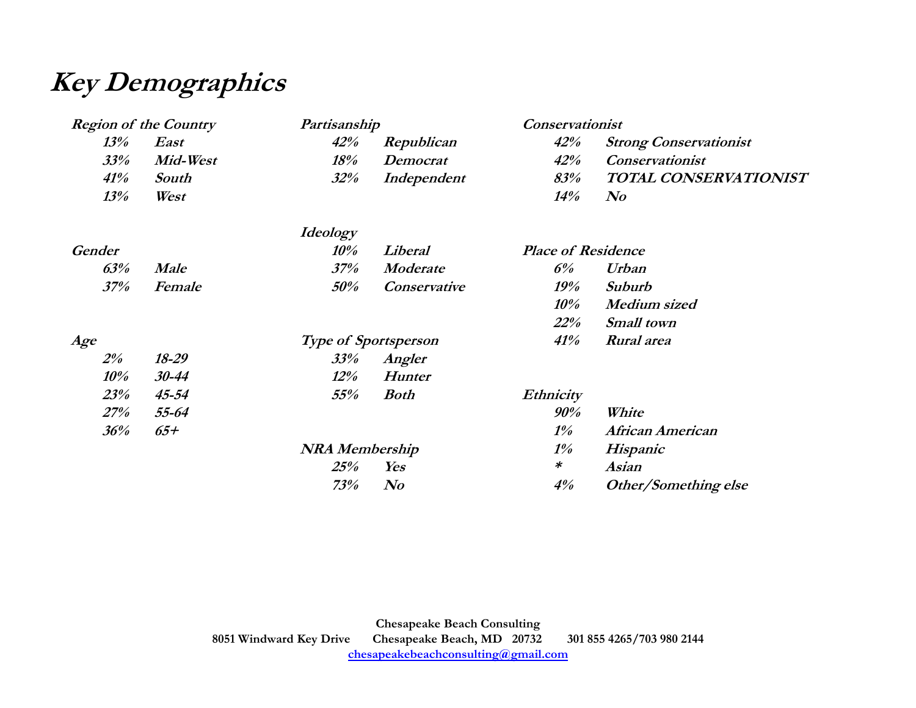# Key Demographics

***Region of the Country***

| | |
|---|---|
| 13% | East |
| 33% | Mid-West |
| 41% | South |
| 13% | West |

***Gender***

| | |
|---|---|
| 63% | Male |
| 37% | Female |

***Age***

| | |
|---|---|
| 2% | 18-29 |
| 10% | 30-44 |
| 23% | 45-54 |
| 27% | 55-64 |
| 36% | 65+ |

***Partisanship***

| | |
|---|---|
| 42% | Republican |
| 18% | Democrat |
| 32% | Independent |

***Ideology***

| | |
|---|---|
| 10% | Liberal |
| 37% | Moderate |
| 50% | Conservative |

***Type of Sportsperson***

| | |
|---|---|
| 33% | Angler |
| 12% | Hunter |
| 55% | Both |

***NRA Membership***

| | |
|---|---|
| 25% | Yes |
| 73% | No |

***Conservationist***

| | |
|---|---|
| 42% | Strong Conservationist |
| 42% | Conservationist |
| 83% | TOTAL CONSERVATIONIST |
| 14% | No |

***Place of Residence***

| | |
|---|---|
| 6% | Urban |
| 19% | Suburb |
| 10% | Medium sized |
| 22% | Small town |
| 41% | Rural area |

***Ethnicity***

| | |
|---|---|
| 90% | White |
| 1% | African American |
| 1% | Hispanic |
| * | Asian |
| 4% | Other/Something else |

**Chesapeake Beach Consulting**
**8051 Windward Key Drive Chesapeake Beach, MD 20732 301 855 4265/703 980 2144**
**chesapeakebeachconsulting@gmail.com**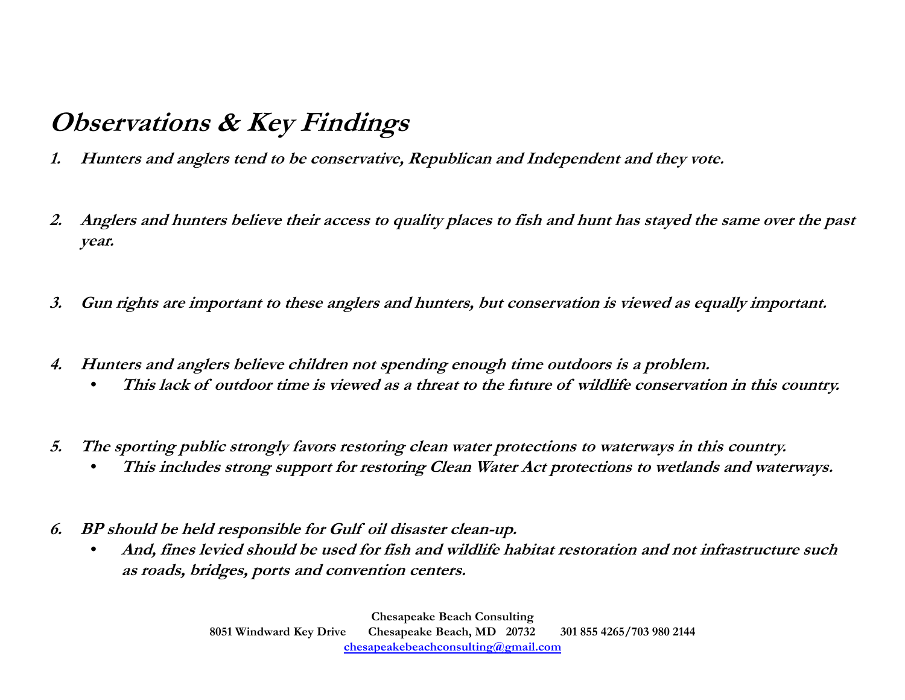# ***Observations & Key Findings***

1. ***Hunters and anglers tend to be conservative, Republican and Independent and they vote.***

2. ***Anglers and hunters believe their access to quality places to fish and hunt has stayed the same over the past year.***

3. ***Gun rights are important to these anglers and hunters, but conservation is viewed as equally important.***

4. ***Hunters and anglers believe children not spending enough time outdoors is a problem.***
   - ***This lack of outdoor time is viewed as a threat to the future of wildlife conservation in this country.***

5. ***The sporting public strongly favors restoring clean water protections to waterways in this country.***
   - ***This includes strong support for restoring Clean Water Act protections to wetlands and waterways.***

6. ***BP should be held responsible for Gulf oil disaster clean-up.***
   - ***And, fines levied should be used for fish and wildlife habitat restoration and not infrastructure such as roads, bridges, ports and convention centers.***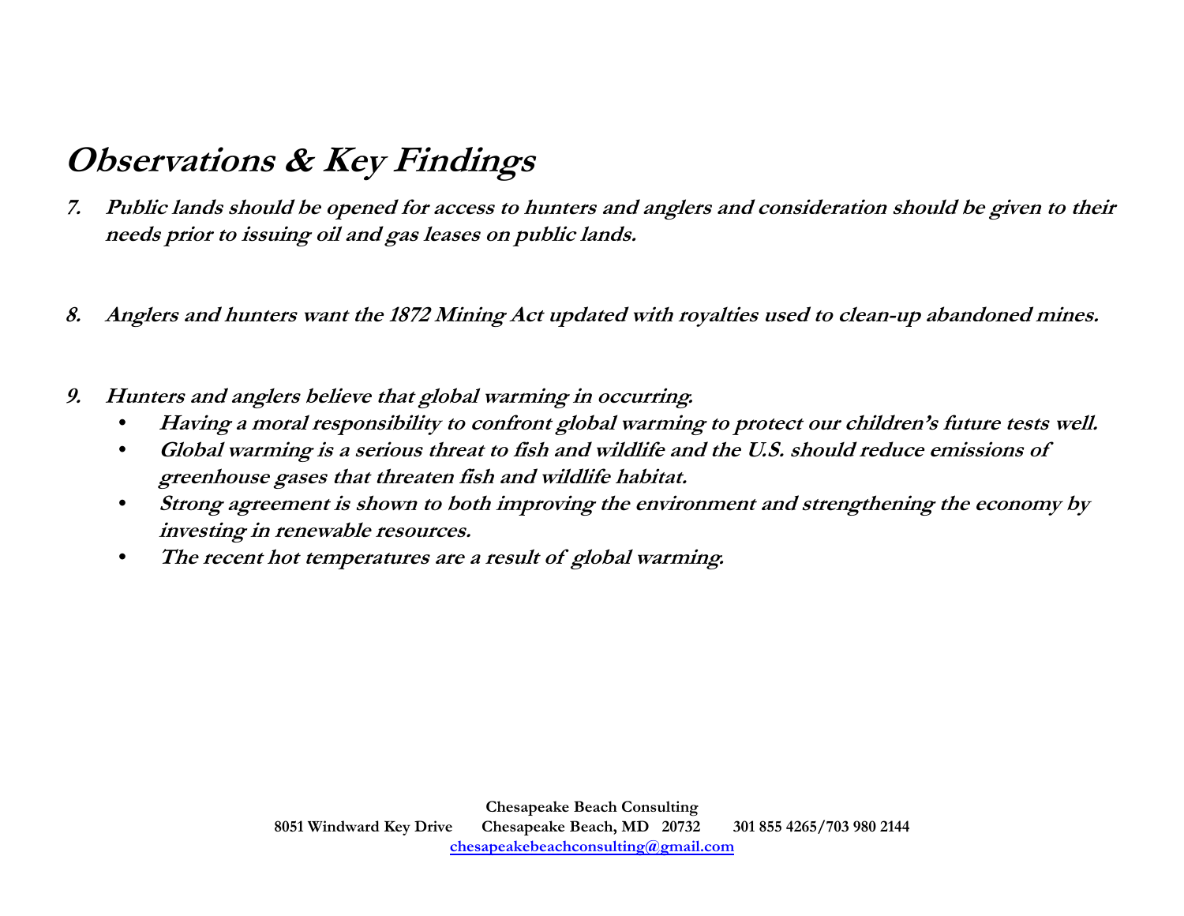# Observations & Key Findings

7. ***Public lands should be opened for access to hunters and anglers and consideration should be given to their needs prior to issuing oil and gas leases on public lands.***

8. ***Anglers and hunters want the 1872 Mining Act updated with royalties used to clean-up abandoned mines.***

9. ***Hunters and anglers believe that global warming in occurring.***
   - ***Having a moral responsibility to confront global warming to protect our children's future tests well.***
   - ***Global warming is a serious threat to fish and wildlife and the U.S. should reduce emissions of greenhouse gases that threaten fish and wildlife habitat.***
   - ***Strong agreement is shown to both improving the environment and strengthening the economy by investing in renewable resources.***
   - ***The recent hot temperatures are a result of global warming.***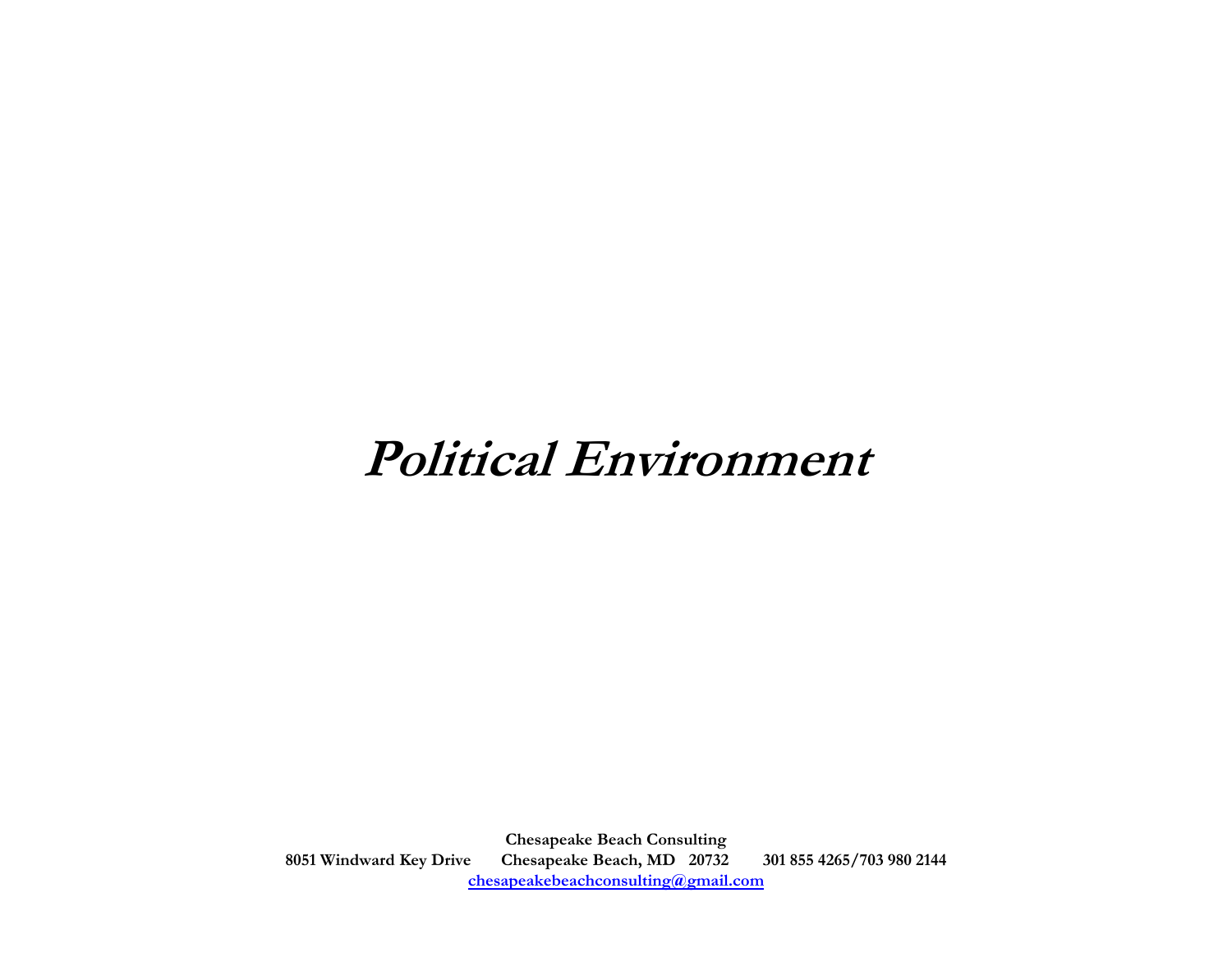# *Political Environment*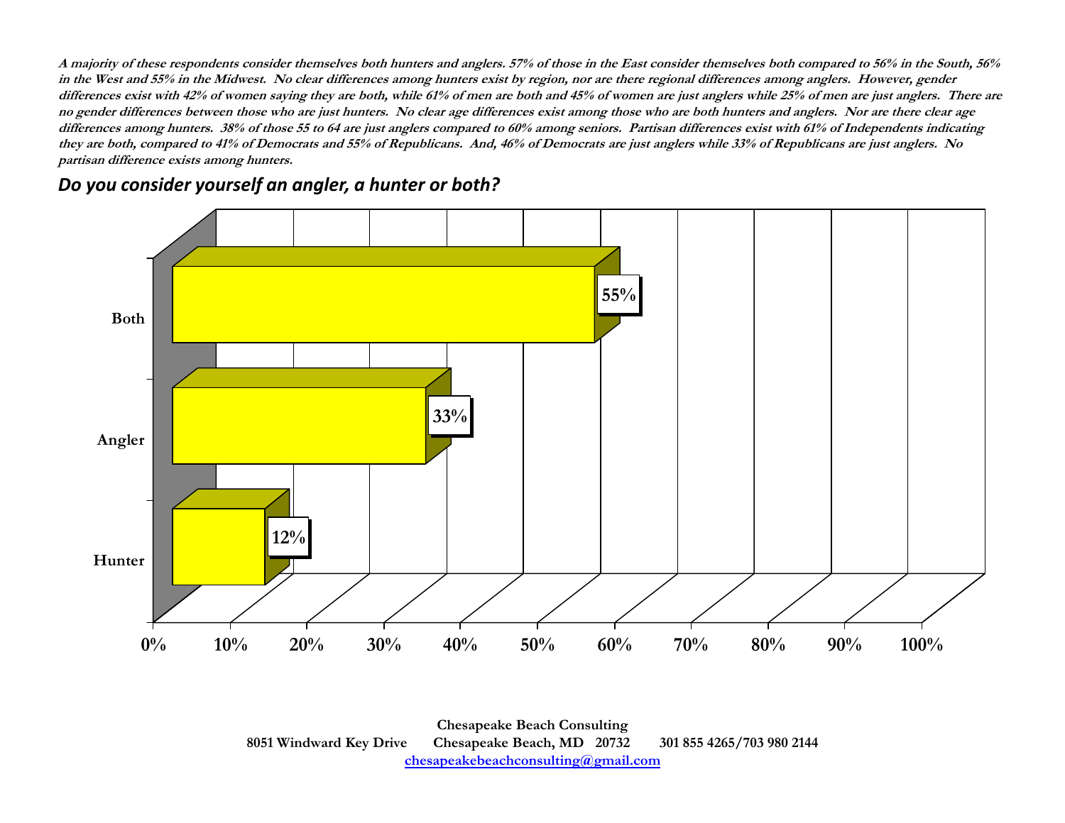**_A majority of these respondents consider themselves both hunters and anglers. 57% of those in the East consider themselves both compared to 56% in the South, 56% in the West and 55% in the Midwest. No clear differences among hunters exist by region, nor are there regional differences among anglers. However, gender differences exist with 42% of women saying they are both, while 61% of men are both and 45% of women are just anglers while 25% of men are just anglers. There are no gender differences between those who are just hunters. No clear age differences exist among those who are both hunters and anglers. Nor are there clear age differences among hunters. 38% of those 55 to 64 are just anglers compared to 60% among seniors. Partisan differences exist with 61% of Independents indicating they are both, compared to 41% of Democrats and 55% of Republicans. And, 46% of Democrats are just anglers while 33% of Republicans are just anglers. No partisan difference exists among hunters._**

***Do you consider yourself an angler, a hunter or both?***

Both 55%

Angler 33%

Hunter 12%

0% 10% 20% 30% 40% 50% 60% 70% 80% 90% 100%

**Chesapeake Beach Consulting**
**8051 Windward Key Drive Chesapeake Beach, MD 20732 301 855 4265/703 980 2144**
**chesapeakebeachconsulting@gmail.com**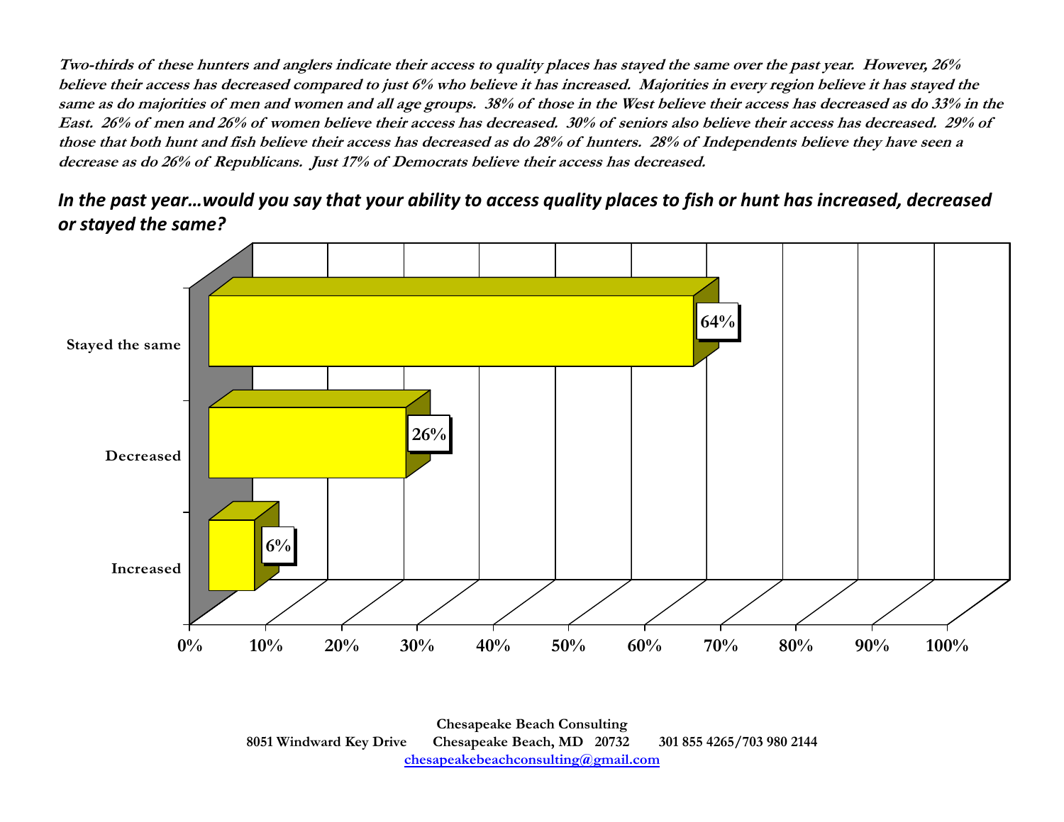***Two-thirds of these hunters and anglers indicate their access to quality places has stayed the same over the past year. However, 26% believe their access has decreased compared to just 6% who believe it has increased. Majorities in every region believe it has stayed the same as do majorities of men and women and all age groups. 38% of those in the West believe their access has decreased as do 33% in the East. 26% of men and 26% of women believe their access has decreased. 30% of seniors also believe their access has decreased. 29% of those that both hunt and fish believe their access has decreased as do 28% of hunters. 28% of Independents believe they have seen a decrease as do 26% of Republicans. Just 17% of Democrats believe their access has decreased.***

***In the past year…would you say that your ability to access quality places to fish or hunt has increased, decreased or stayed the same?***

Stayed the same
64%

Decreased
26%

Increased
6%

0% 10% 20% 30% 40% 50% 60% 70% 80% 90% 100%

**Chesapeake Beach Consulting**
**8051 Windward Key Drive Chesapeake Beach, MD 20732 301 855 4265/703 980 2144**
**chesapeakebeachconsulting@gmail.com**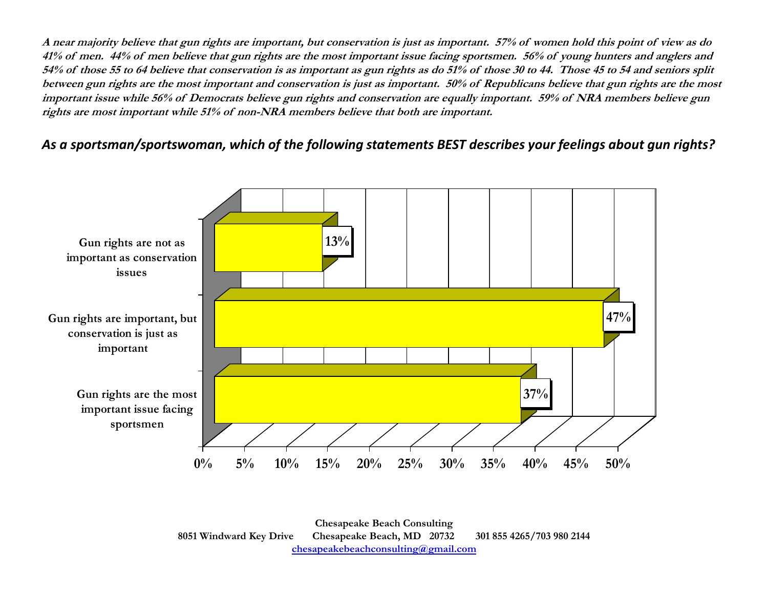***A near majority believe that gun rights are important, but conservation is just as important. 57% of women hold this point of view as do 41% of men. 44% of men believe that gun rights are the most important issue facing sportsmen. 56% of young hunters and anglers and 54% of those 55 to 64 believe that conservation is as important as gun rights as do 51% of those 30 to 44. Those 45 to 54 and seniors split between gun rights are the most important and conservation is just as important. 50% of Republicans believe that gun rights are the most important issue while 56% of Democrats believe gun rights and conservation are equally important. 59% of NRA members believe gun rights are most important while 51% of non-NRA members believe that both are important.***

***As a sportsman/sportswoman, which of the following statements BEST describes your feelings about gun rights?***

Gun rights are not as important as conservation issues
13%

Gun rights are important, but conservation is just as important
47%

Gun rights are the most important issue facing sportsmen
37%

0% 5% 10% 15% 20% 25% 30% 35% 40% 45% 50%

**Chesapeake Beach Consulting**
**8051 Windward Key Drive Chesapeake Beach, MD 20732 301 855 4265/703 980 2144**
**chesapeakebeachconsulting@gmail.com**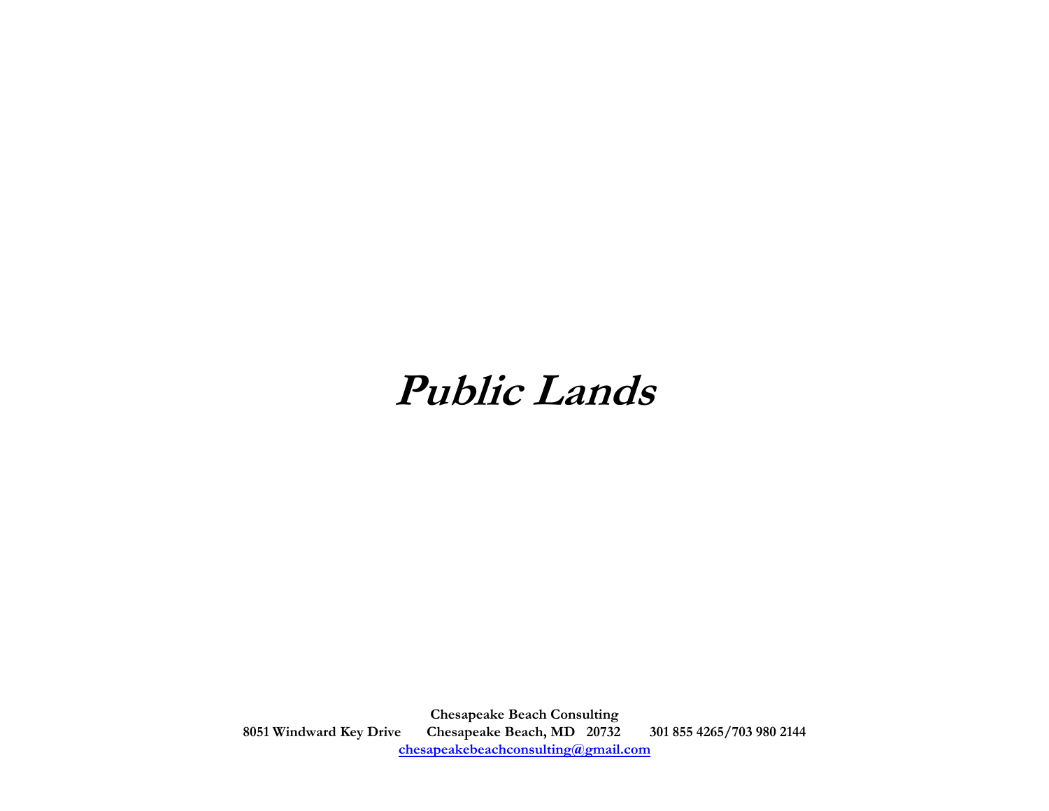# *Public Lands*

**Chesapeake Beach Consulting**
**8051 Windward Key Drive Chesapeake Beach, MD 20732 301 855 4265/703 980 2144**
**chesapeakebeachconsulting@gmail.com**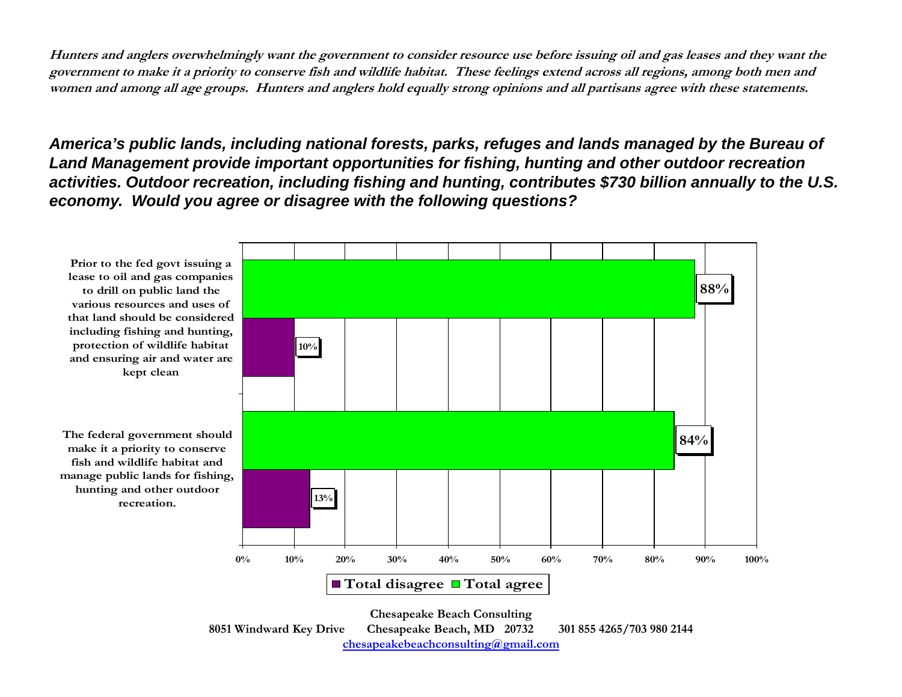**Hunters and anglers overwhelmingly want the government to consider resource use before issuing oil and gas leases and they want the government to make it a priority to conserve fish and wildlife habitat. These feelings extend across all regions, among both men and women and among all age groups. Hunters and anglers hold equally strong opinions and all partisans agree with these statements.**

***America's public lands, including national forests, parks, refuges and lands managed by the Bureau of Land Management provide important opportunities for fishing, hunting and other outdoor recreation activities. Outdoor recreation, including fishing and hunting, contributes $730 billion annually to the U.S. economy. Would you agree or disagree with the following questions?***

Prior to the fed govt issuing a lease to oil and gas companies to drill on public land the various resources and uses of that land should be considered including fishing and hunting, protection of wildlife habitat and ensuring air and water are kept clean

88%

10%

The federal government should make it a priority to conserve fish and wildlife habitat and manage public lands for fishing, hunting and other outdoor recreation.

84%

13%

0% 10% 20% 30% 40% 50% 60% 70% 80% 90% 100%

Total disagree  Total agree

**Chesapeake Beach Consulting**
**8051 Windward Key Drive  Chesapeake Beach, MD 20732  301 855 4265/703 980 2144**
**chesapeakebeachconsulting@gmail.com**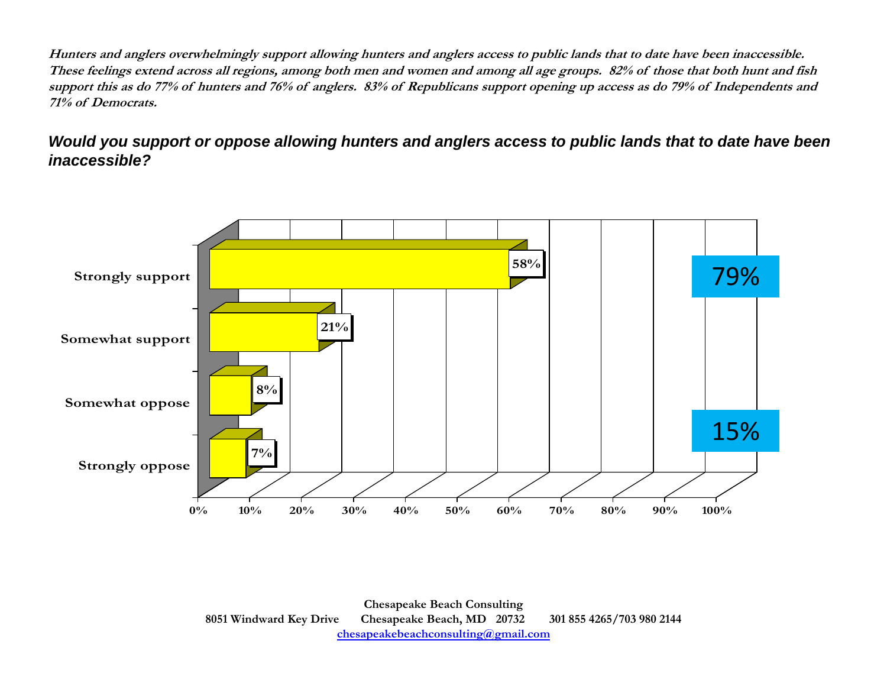***Hunters and anglers overwhelmingly support allowing hunters and anglers access to public lands that to date have been inaccessible. These feelings extend across all regions, among both men and women and among all age groups. 82% of those that both hunt and fish support this as do 77% of hunters and 76% of anglers. 83% of Republicans support opening up access as do 79% of Independents and 71% of Democrats.***

***Would you support or oppose allowing hunters and anglers access to public lands that to date have been inaccessible?***

Strongly support
Somewhat support
Somewhat oppose
Strongly oppose

58%
21%
8%
7%

0% 10% 20% 30% 40% 50% 60% 70% 80% 90% 100%

79%
15%

**Chesapeake Beach Consulting**
**8051 Windward Key Drive Chesapeake Beach, MD 20732 301 855 4265/703 980 2144**
**chesapeakebeachconsulting@gmail.com**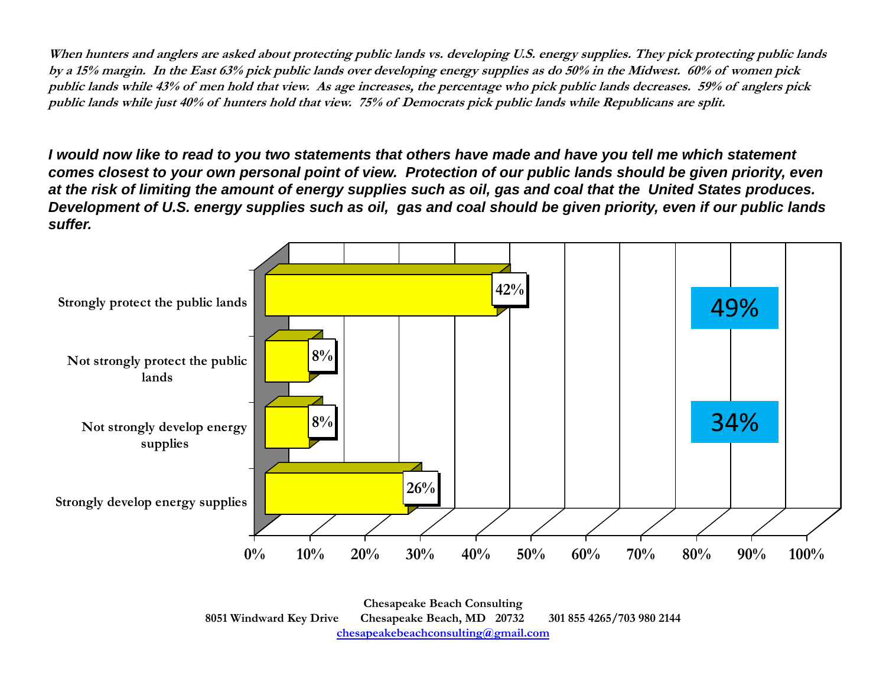***When hunters and anglers are asked about protecting public lands vs. developing U.S. energy supplies. They pick protecting public lands by a 15% margin. In the East 63% pick public lands over developing energy supplies as do 50% in the Midwest. 60% of women pick public lands while 43% of men hold that view. As age increases, the percentage who pick public lands decreases. 59% of anglers pick public lands while just 40% of hunters hold that view. 75% of Democrats pick public lands while Republicans are split.***

***I would now like to read to you two statements that others have made and have you tell me which statement comes closest to your own personal point of view. Protection of our public lands should be given priority, even at the risk of limiting the amount of energy supplies such as oil, gas and coal that the United States produces. Development of U.S. energy supplies such as oil, gas and coal should be given priority, even if our public lands suffer.***

Strongly protect the public lands 42%

Not strongly protect the public lands 8%

Not strongly develop energy supplies 8%

Strongly develop energy supplies 26%

49%

34%

0% 10% 20% 30% 40% 50% 60% 70% 80% 90% 100%

**Chesapeake Beach Consulting**
**8051 Windward Key Drive Chesapeake Beach, MD 20732 301 855 4265/703 980 2144**
**chesapeakebeachconsulting@gmail.com**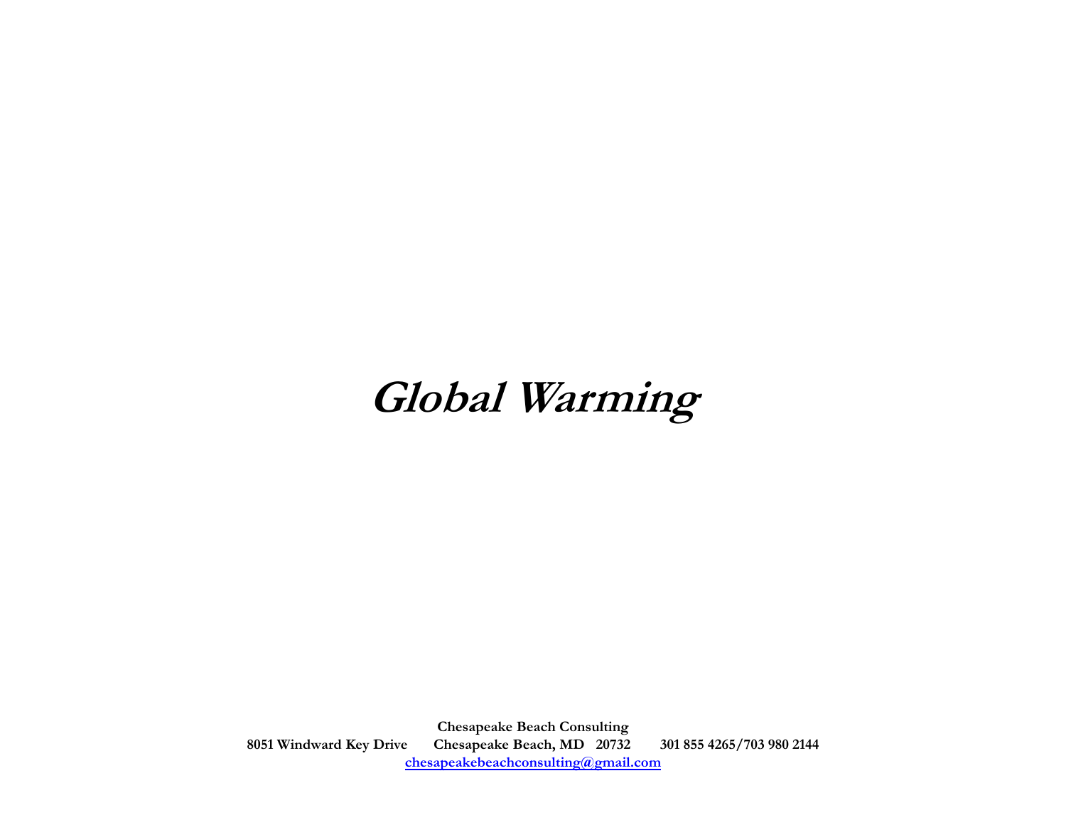# *Global Warming*

**Chesapeake Beach Consulting**

**8051 Windward Key Drive    Chesapeake Beach, MD  20732    301 855 4265/703 980 2144**

**chesapeakebeachconsulting@gmail.com**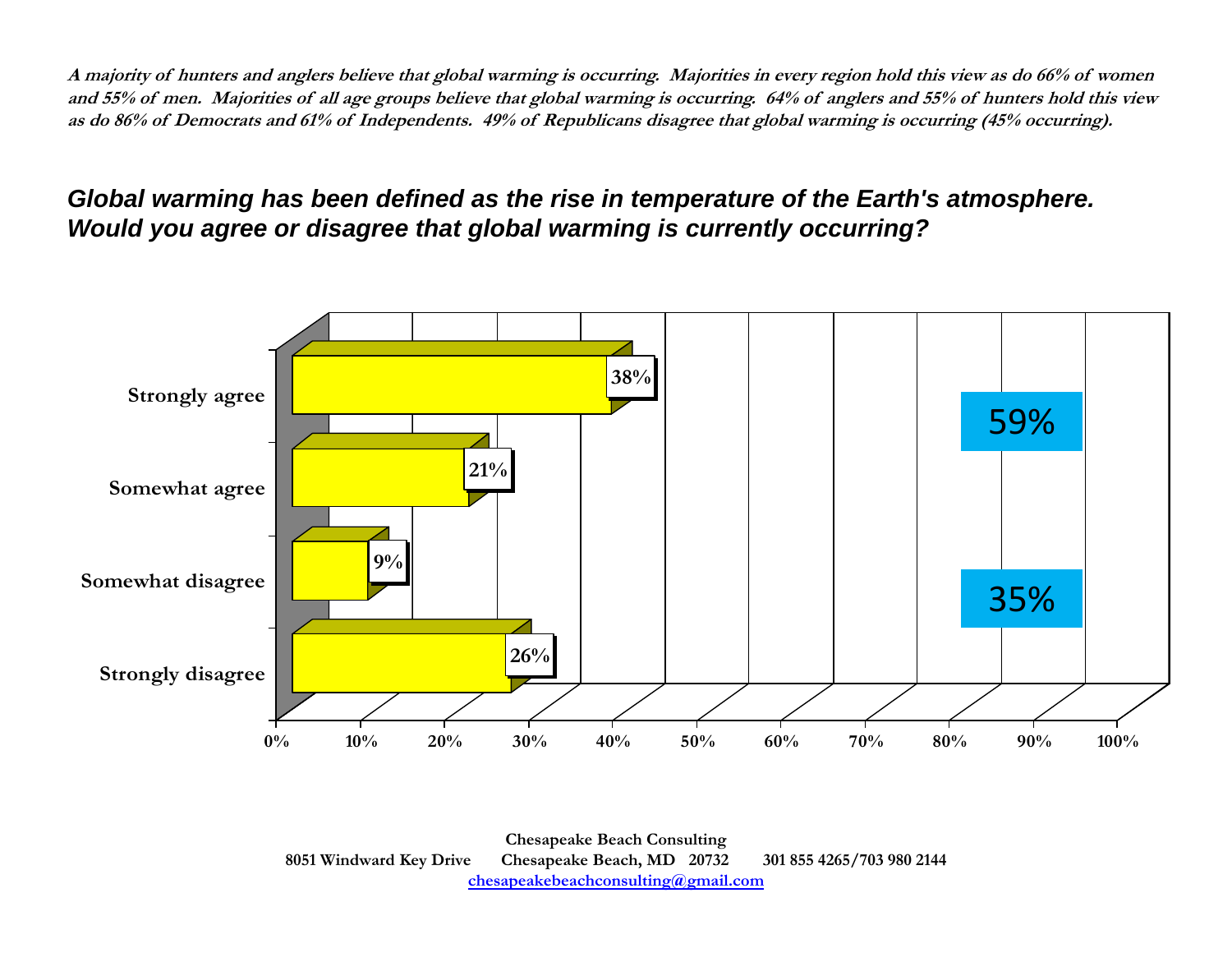***A majority of hunters and anglers believe that global warming is occurring. Majorities in every region hold this view as do 66% of women and 55% of men. Majorities of all age groups believe that global warming is occurring. 64% of anglers and 55% of hunters hold this view as do 86% of Democrats and 61% of Independents. 49% of Republicans disagree that global warming is occurring (45% occurring).***

## *Global warming has been defined as the rise in temperature of the Earth's atmosphere. Would you agree or disagree that global warming is currently occurring?*

Strongly agree 38%

Somewhat agree 21%

Somewhat disagree 9%

Strongly disagree 26%

59%

35%

0% 10% 20% 30% 40% 50% 60% 70% 80% 90% 100%

**Chesapeake Beach Consulting**
**8051 Windward Key Drive Chesapeake Beach, MD 20732 301 855 4265/703 980 2144**
**chesapeakebeachconsulting@gmail.com**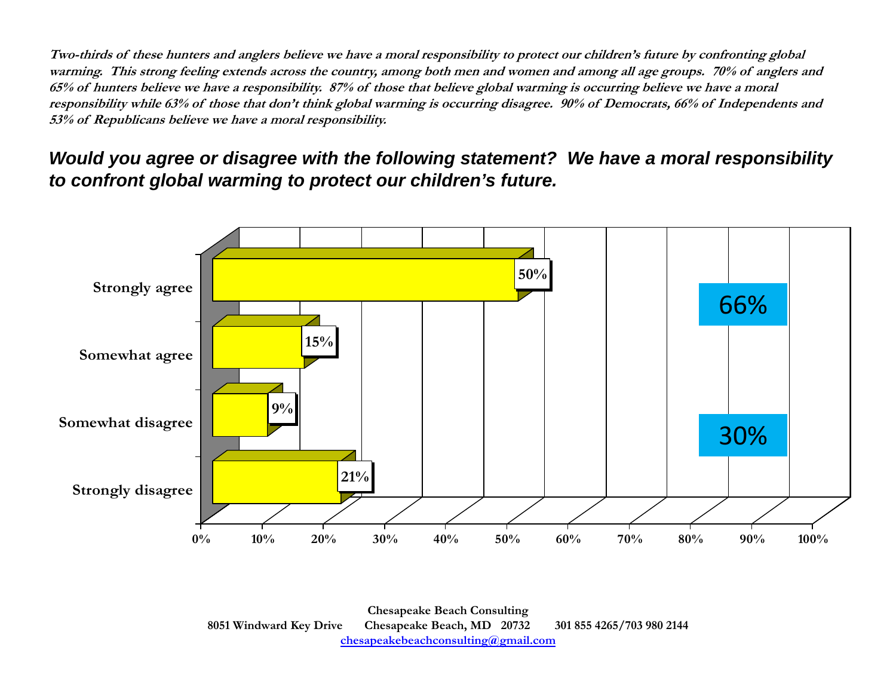**_Two-thirds of these hunters and anglers believe we have a moral responsibility to protect our children's future by confronting global warming. This strong feeling extends across the country, among both men and women and among all age groups. 70% of anglers and 65% of hunters believe we have a responsibility. 87% of those that believe global warming is occurring believe we have a moral responsibility while 63% of those that don't think global warming is occurring disagree. 90% of Democrats, 66% of Independents and 53% of Republicans believe we have a moral responsibility._**

***Would you agree or disagree with the following statement? We have a moral responsibility to confront global warming to protect our children's future.***

| Response | Percent |
| --- | --- |
| Strongly agree | 50% |
| Somewhat agree | 15% |
| Somewhat disagree | 9% |
| Strongly disagree | 21% |

66%

30%

**Chesapeake Beach Consulting**
**8051 Windward Key Drive Chesapeake Beach, MD 20732 301 855 4265/703 980 2144**
**chesapeakebeachconsulting@gmail.com**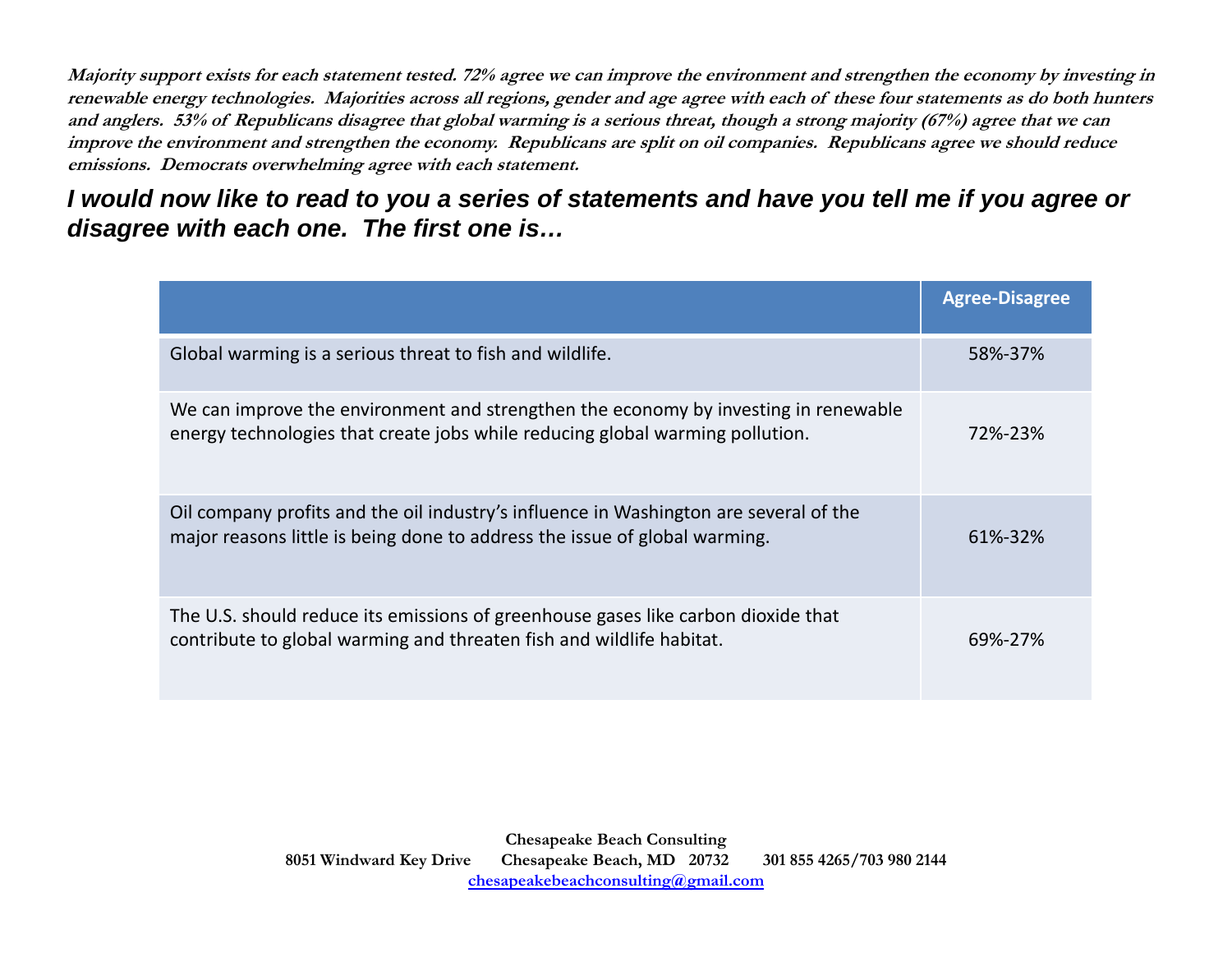***Majority support exists for each statement tested. 72% agree we can improve the environment and strengthen the economy by investing in renewable energy technologies. Majorities across all regions, gender and age agree with each of these four statements as do both hunters and anglers. 53% of Republicans disagree that global warming is a serious threat, though a strong majority (67%) agree that we can improve the environment and strengthen the economy. Republicans are split on oil companies. Republicans agree we should reduce emissions. Democrats overwhelming agree with each statement.***

***I would now like to read to you a series of statements and have you tell me if you agree or disagree with each one. The first one is…***

| | Agree-Disagree |
|---|---|
| Global warming is a serious threat to fish and wildlife. | 58%-37% |
| We can improve the environment and strengthen the economy by investing in renewable energy technologies that create jobs while reducing global warming pollution. | 72%-23% |
| Oil company profits and the oil industry's influence in Washington are several of the major reasons little is being done to address the issue of global warming. | 61%-32% |
| The U.S. should reduce its emissions of greenhouse gases like carbon dioxide that contribute to global warming and threaten fish and wildlife habitat. | 69%-27% |

**Chesapeake Beach Consulting**
**8051 Windward Key Drive Chesapeake Beach, MD 20732 301 855 4265/703 980 2144**
**chesapeakebeachconsulting@gmail.com**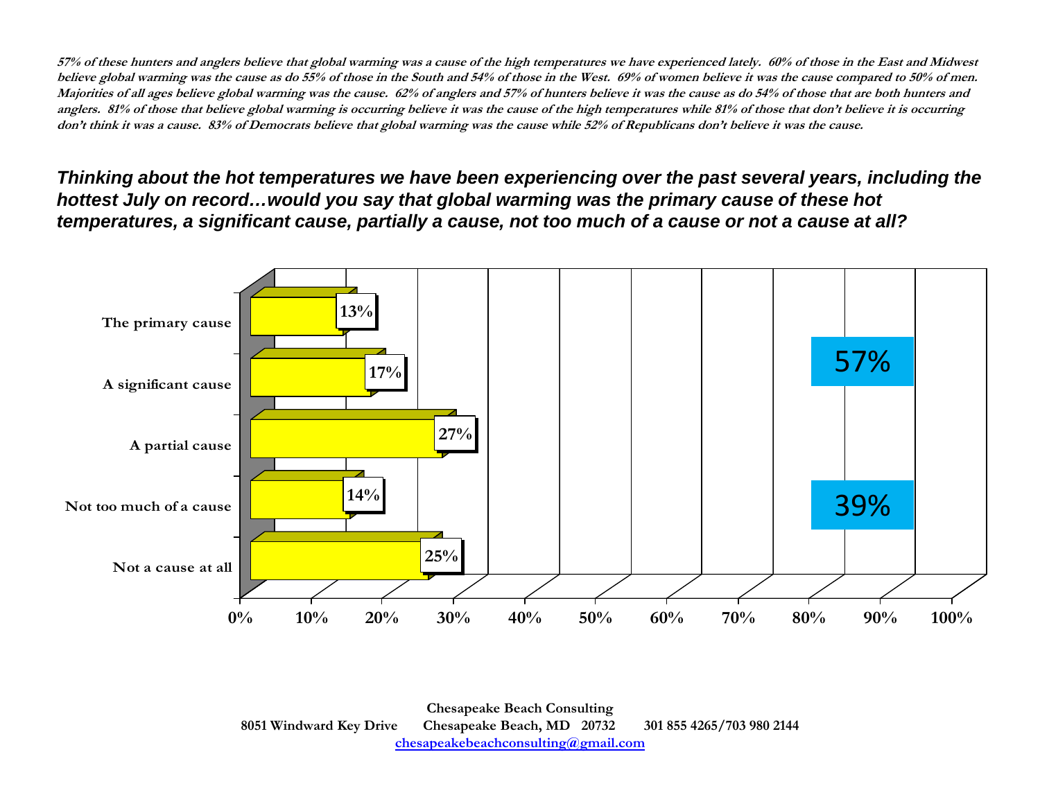***57% of these hunters and anglers believe that global warming was a cause of the high temperatures we have experienced lately. 60% of those in the East and Midwest believe global warming was the cause as do 55% of those in the South and 54% of those in the West. 69% of women believe it was the cause compared to 50% of men. Majorities of all ages believe global warming was the cause. 62% of anglers and 57% of hunters believe it was the cause as do 54% of those that are both hunters and anglers. 81% of those that believe global warming is occurring believe it was the cause of the high temperatures while 81% of those that don't believe it is occurring don't think it was a cause. 83% of Democrats believe that global warming was the cause while 52% of Republicans don't believe it was the cause.***

***Thinking about the hot temperatures we have been experiencing over the past several years, including the hottest July on record…would you say that global warming was the primary cause of these hot temperatures, a significant cause, partially a cause, not too much of a cause or not a cause at all?***

The primary cause
13%

A significant cause
17%

A partial cause
27%

Not too much of a cause
14%

Not a cause at all
25%

57%

39%

0% 10% 20% 30% 40% 50% 60% 70% 80% 90% 100%

**Chesapeake Beach Consulting**
**8051 Windward Key Drive Chesapeake Beach, MD 20732 301 855 4265/703 980 2144**
**chesapeakebeachconsulting@gmail.com**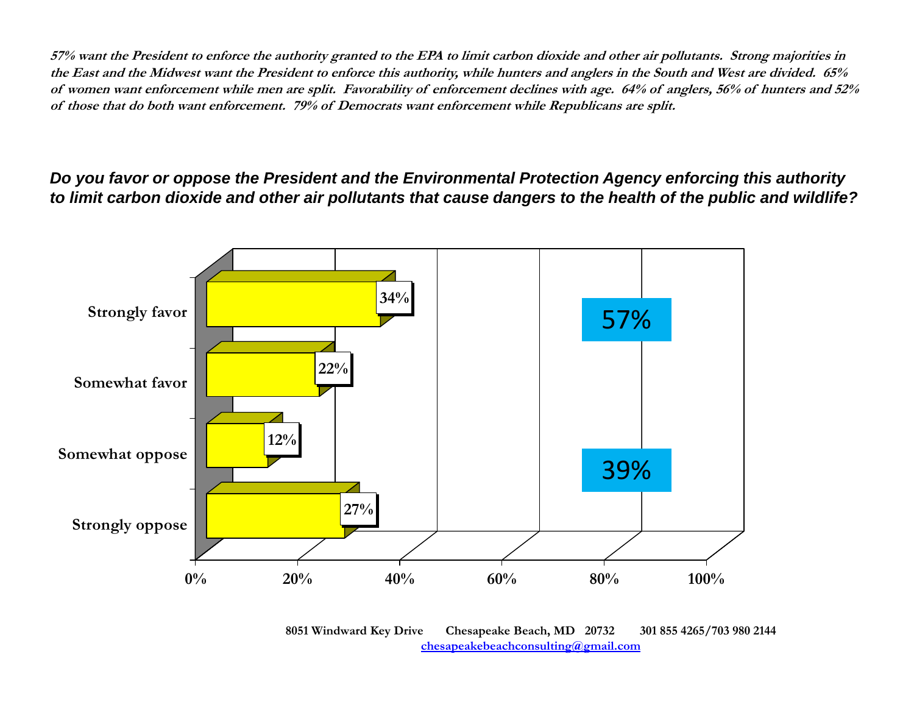***57% want the President to enforce the authority granted to the EPA to limit carbon dioxide and other air pollutants. Strong majorities in the East and the Midwest want the President to enforce this authority, while hunters and anglers in the South and West are divided. 65% of women want enforcement while men are split. Favorability of enforcement declines with age. 64% of anglers, 56% of hunters and 52% of those that do both want enforcement. 79% of Democrats want enforcement while Republicans are split.***

***Do you favor or oppose the President and the Environmental Protection Agency enforcing this authority to limit carbon dioxide and other air pollutants that cause dangers to the health of the public and wildlife?***

Strongly favor
34%

Somewhat favor
22%

Somewhat oppose
12%

Strongly oppose
27%

57%

39%

0%
20%
40%
60%
80%
100%

**8051 Windward Key Drive Chesapeake Beach, MD 20732 301 855 4265/703 980 2144**
**chesapeakebeachconsulting@gmail.com**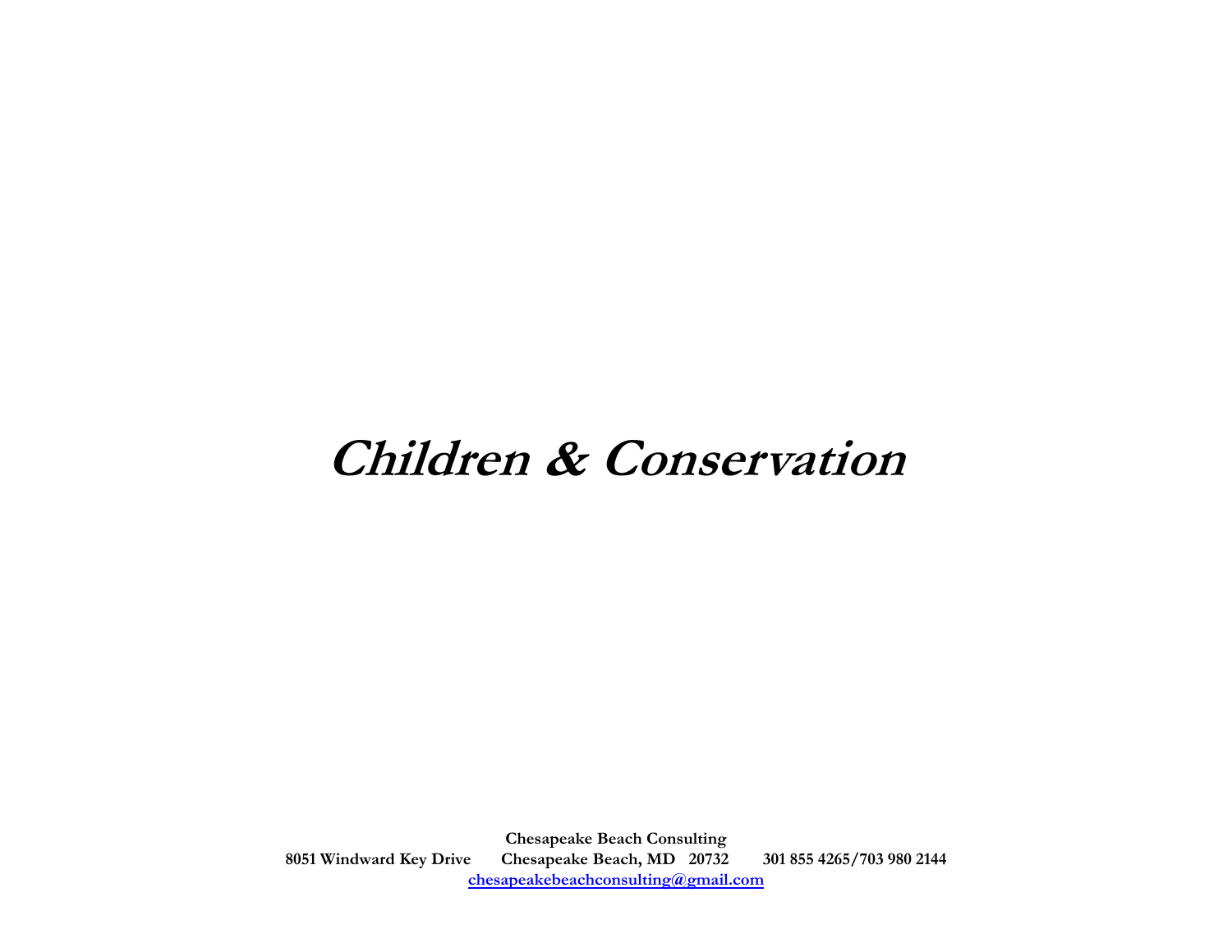# *Children & Conservation*

**Chesapeake Beach Consulting**
**8051 Windward Key Drive Chesapeake Beach, MD 20732 301 855 4265/703 980 2144**
**chesapeakebeachconsulting@gmail.com**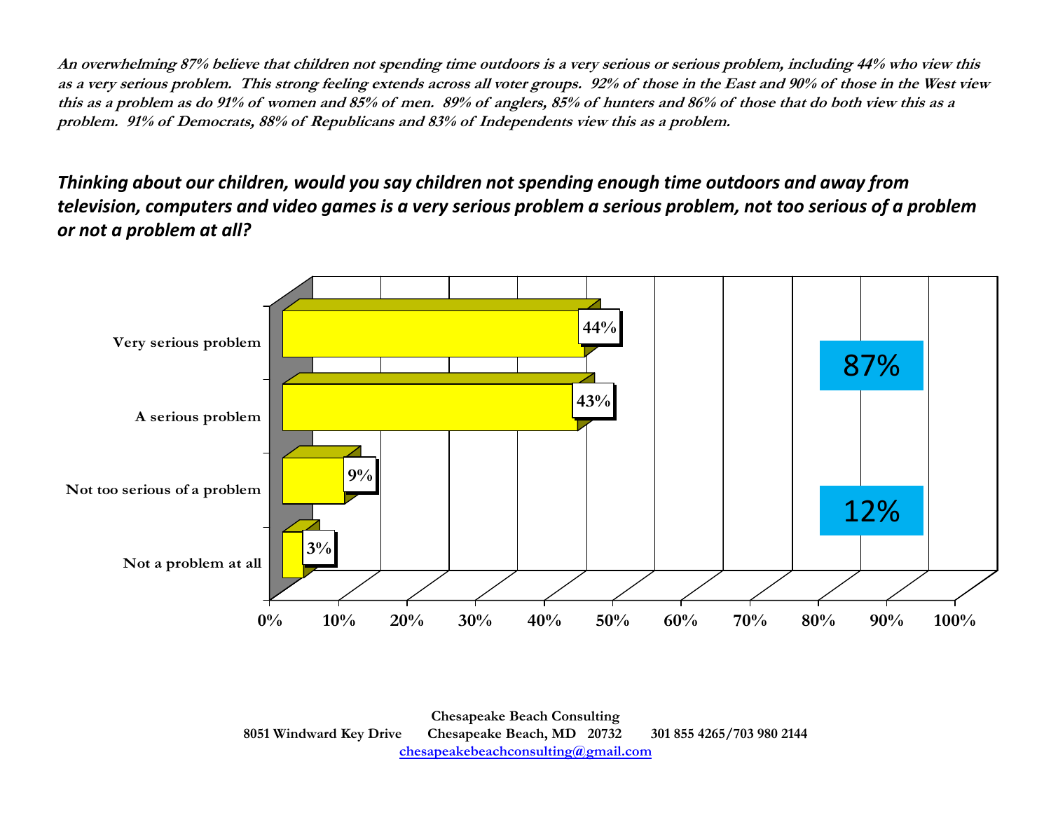**_An overwhelming 87% believe that children not spending time outdoors is a very serious or serious problem, including 44% who view this as a very serious problem. This strong feeling extends across all voter groups. 92% of those in the East and 90% of those in the West view this as a problem as do 91% of women and 85% of men. 89% of anglers, 85% of hunters and 86% of those that do both view this as a problem. 91% of Democrats, 88% of Republicans and 83% of Independents view this as a problem._**

***Thinking about our children, would you say children not spending enough time outdoors and away from television, computers and video games is a very serious problem a serious problem, not too serious of a problem or not a problem at all?***

Very serious problem 44%

A serious problem 43%

Not too serious of a problem 9%

Not a problem at all 3%

87%

12%

0% 10% 20% 30% 40% 50% 60% 70% 80% 90% 100%

**Chesapeake Beach Consulting**
**8051 Windward Key Drive Chesapeake Beach, MD 20732 301 855 4265/703 980 2144**
**chesapeakebeachconsulting@gmail.com**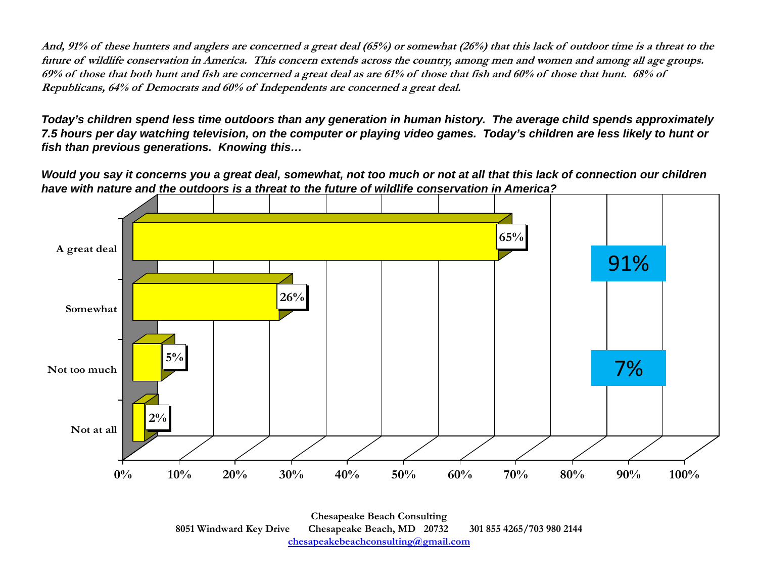***And, 91% of these hunters and anglers are concerned a great deal (65%) or somewhat (26%) that this lack of outdoor time is a threat to the future of wildlife conservation in America. This concern extends across the country, among men and women and among all age groups. 69% of those that both hunt and fish are concerned a great deal as are 61% of those that fish and 60% of those that hunt. 68% of Republicans, 64% of Democrats and 60% of Independents are concerned a great deal.***

***Today's children spend less time outdoors than any generation in human history. The average child spends approximately 7.5 hours per day watching television, on the computer or playing video games. Today's children are less likely to hunt or fish than previous generations. Knowing this…***

***Would you say it concerns you a great deal, somewhat, not too much or not at all that this lack of connection our children have with nature and the outdoors is a threat to the future of wildlife conservation in America?***

A great deal
65%

Somewhat
26%

Not too much
5%

Not at all
2%

91%

7%

0% 10% 20% 30% 40% 50% 60% 70% 80% 90% 100%

**Chesapeake Beach Consulting**
**8051 Windward Key Drive Chesapeake Beach, MD 20732 301 855 4265/703 980 2144**
**chesapeakebeachconsulting@gmail.com**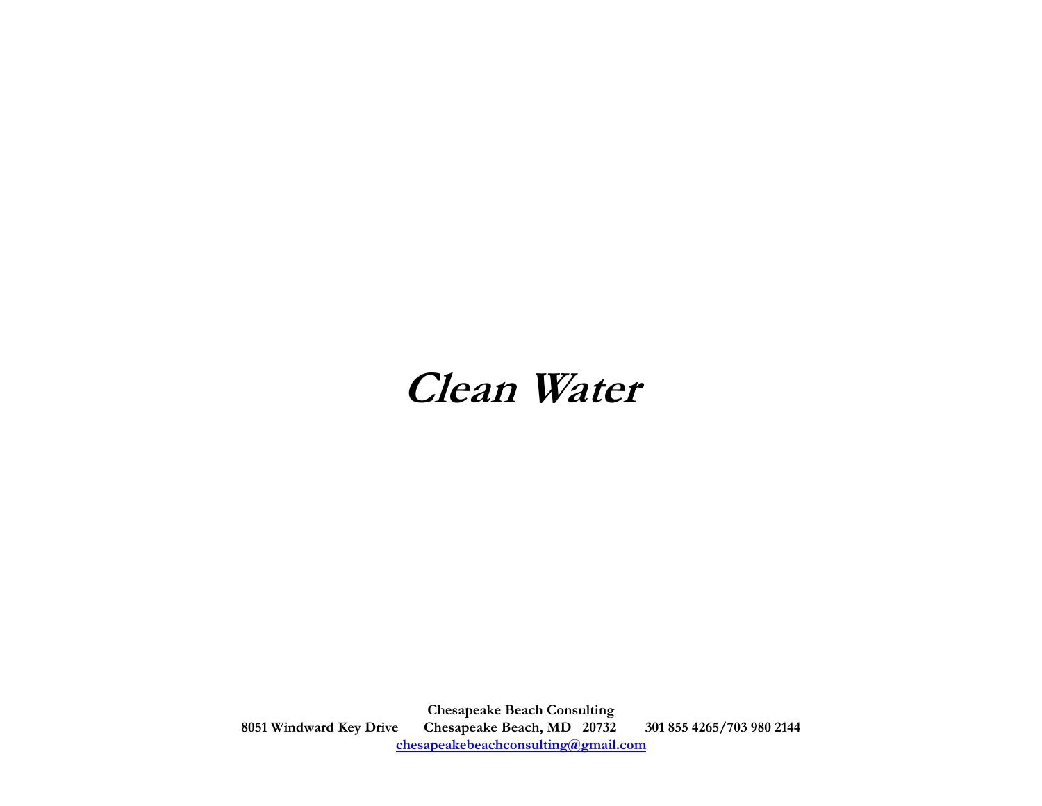# *Clean Water*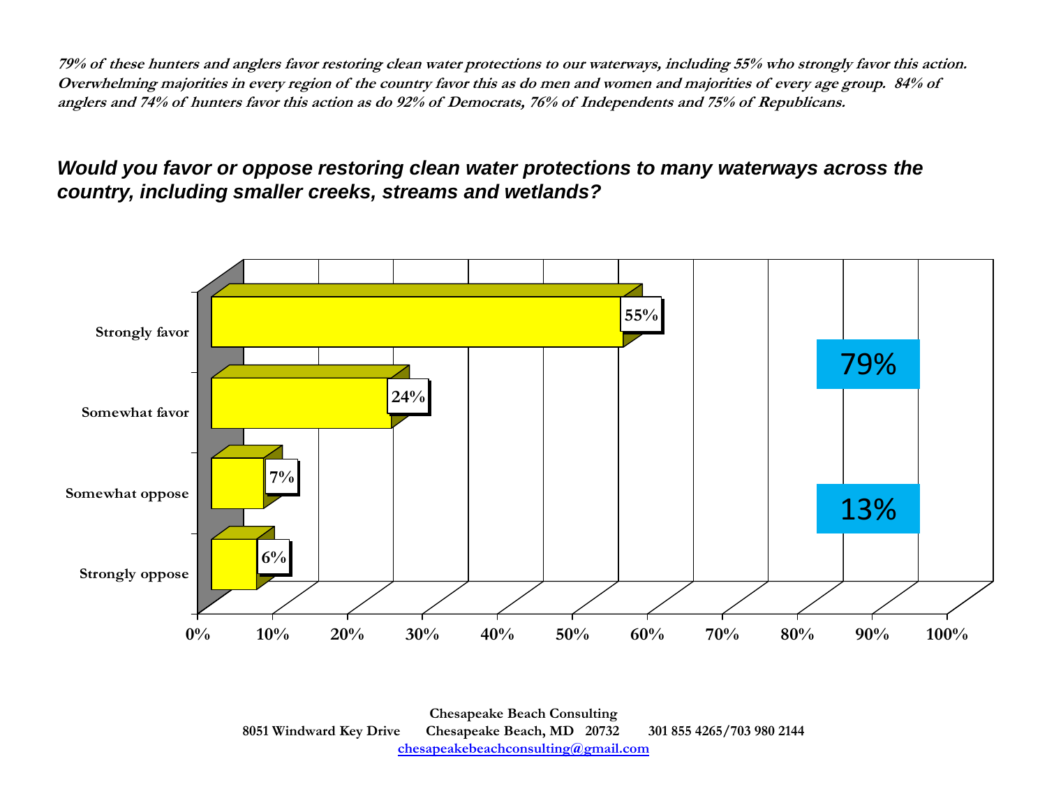***79% of these hunters and anglers favor restoring clean water protections to our waterways, including 55% who strongly favor this action. Overwhelming majorities in every region of the country favor this as do men and women and majorities of every age group. 84% of anglers and 74% of hunters favor this action as do 92% of Democrats, 76% of Independents and 75% of Republicans.***

***Would you favor or oppose restoring clean water protections to many waterways across the country, including smaller creeks, streams and wetlands?***

Strongly favor 55%

Somewhat favor 24%

Somewhat oppose 7%

Strongly oppose 6%

79%

13%

0% 10% 20% 30% 40% 50% 60% 70% 80% 90% 100%

**Chesapeake Beach Consulting**
**8051 Windward Key Drive Chesapeake Beach, MD 20732 301 855 4265/703 980 2144**
**chesapeakebeachconsulting@gmail.com**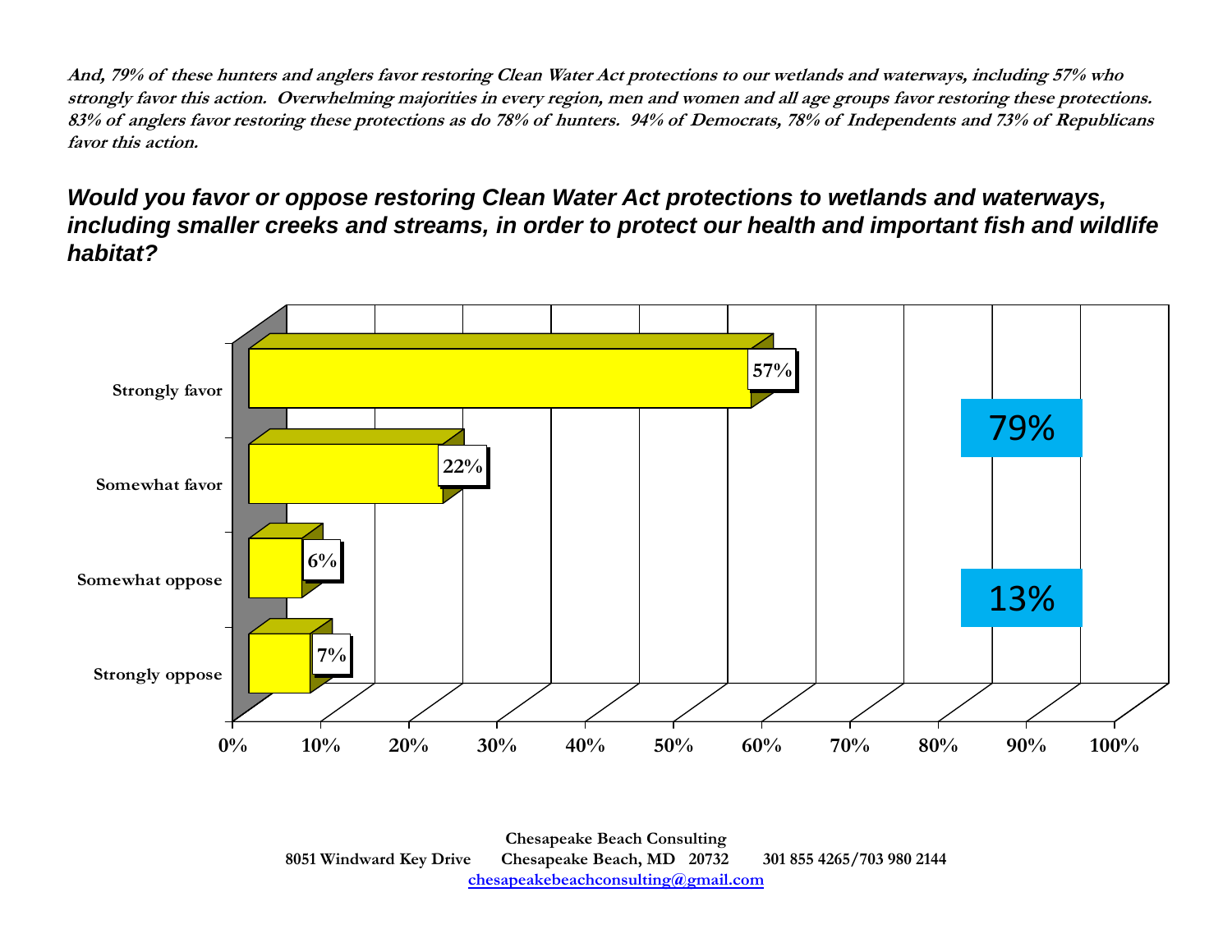***And, 79% of these hunters and anglers favor restoring Clean Water Act protections to our wetlands and waterways, including 57% who strongly favor this action. Overwhelming majorities in every region, men and women and all age groups favor restoring these protections. 83% of anglers favor restoring these protections as do 78% of hunters. 94% of Democrats, 78% of Independents and 73% of Republicans favor this action.***

***Would you favor or oppose restoring Clean Water Act protections to wetlands and waterways, including smaller creeks and streams, in order to protect our health and important fish and wildlife habitat?***

Strongly favor
57%

Somewhat favor
22%

Somewhat oppose
6%

Strongly oppose
7%

79%

13%

0% 10% 20% 30% 40% 50% 60% 70% 80% 90% 100%

**Chesapeake Beach Consulting**
**8051 Windward Key Drive Chesapeake Beach, MD 20732 301 855 4265/703 980 2144**
**chesapeakebeachconsulting@gmail.com**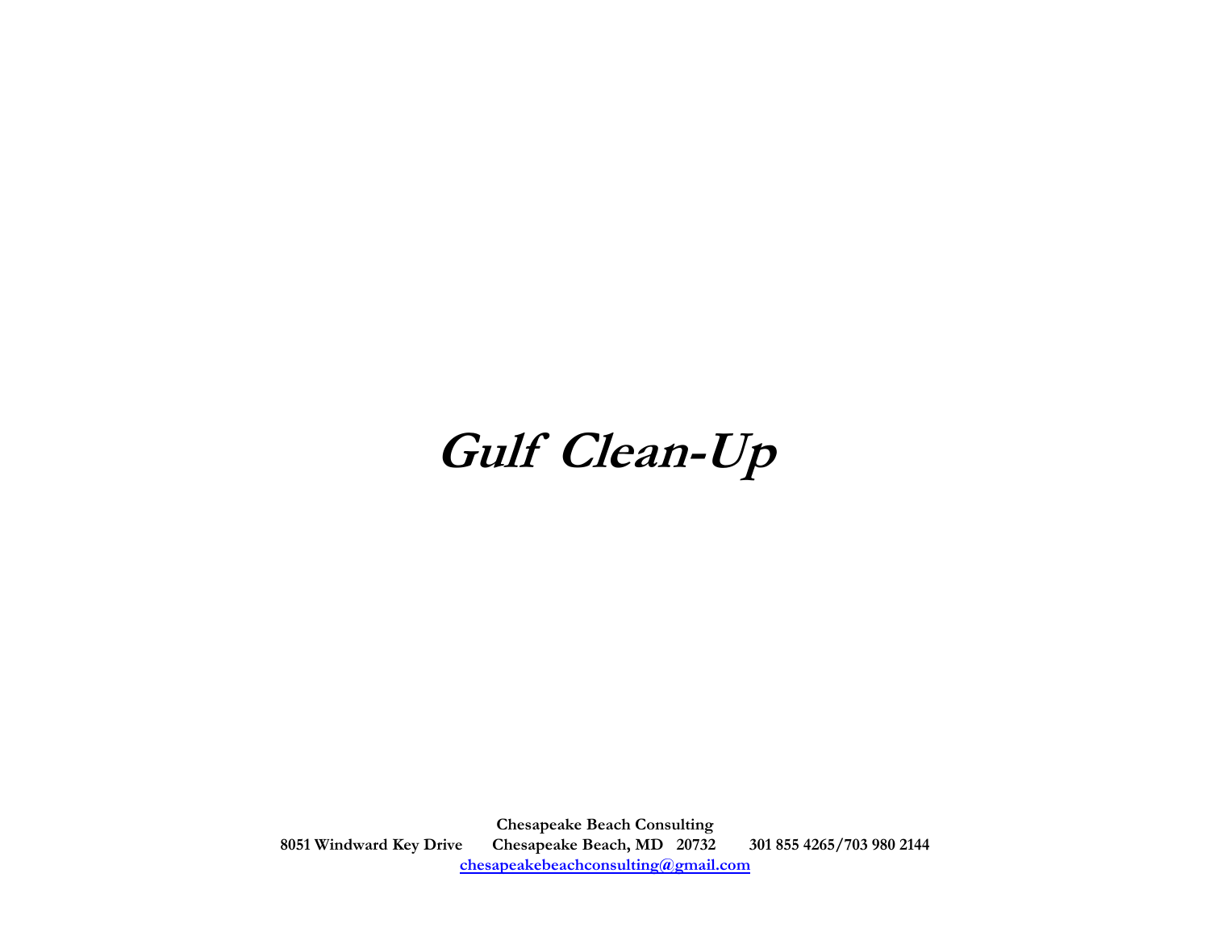# *Gulf Clean-Up*

**Chesapeake Beach Consulting**

**8051 Windward Key Drive Chesapeake Beach, MD 20732 301 855 4265/703 980 2144**

**chesapeakebeachconsulting@gmail.com**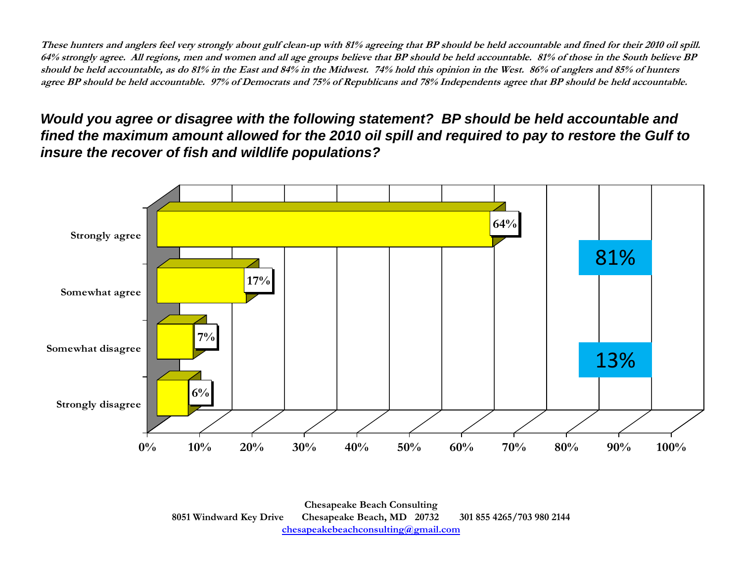***These hunters and anglers feel very strongly about gulf clean-up with 81% agreeing that BP should be held accountable and fined for their 2010 oil spill. 64% strongly agree. All regions, men and women and all age groups believe that BP should be held accountable. 81% of those in the South believe BP should be held accountable, as do 81% in the East and 84% in the Midwest. 74% hold this opinion in the West. 86% of anglers and 85% of hunters agree BP should be held accountable. 97% of Democrats and 75% of Republicans and 78% Independents agree that BP should be held accountable.***

***Would you agree or disagree with the following statement? BP should be held accountable and fined the maximum amount allowed for the 2010 oil spill and required to pay to restore the Gulf to insure the recover of fish and wildlife populations?***

Strongly agree 64%

Somewhat agree 17%

Somewhat disagree 7%

Strongly disagree 6%

81%

13%

0% 10% 20% 30% 40% 50% 60% 70% 80% 90% 100%

**Chesapeake Beach Consulting**
**8051 Windward Key Drive Chesapeake Beach, MD 20732 301 855 4265/703 980 2144**
**chesapeakebeachconsulting@gmail.com**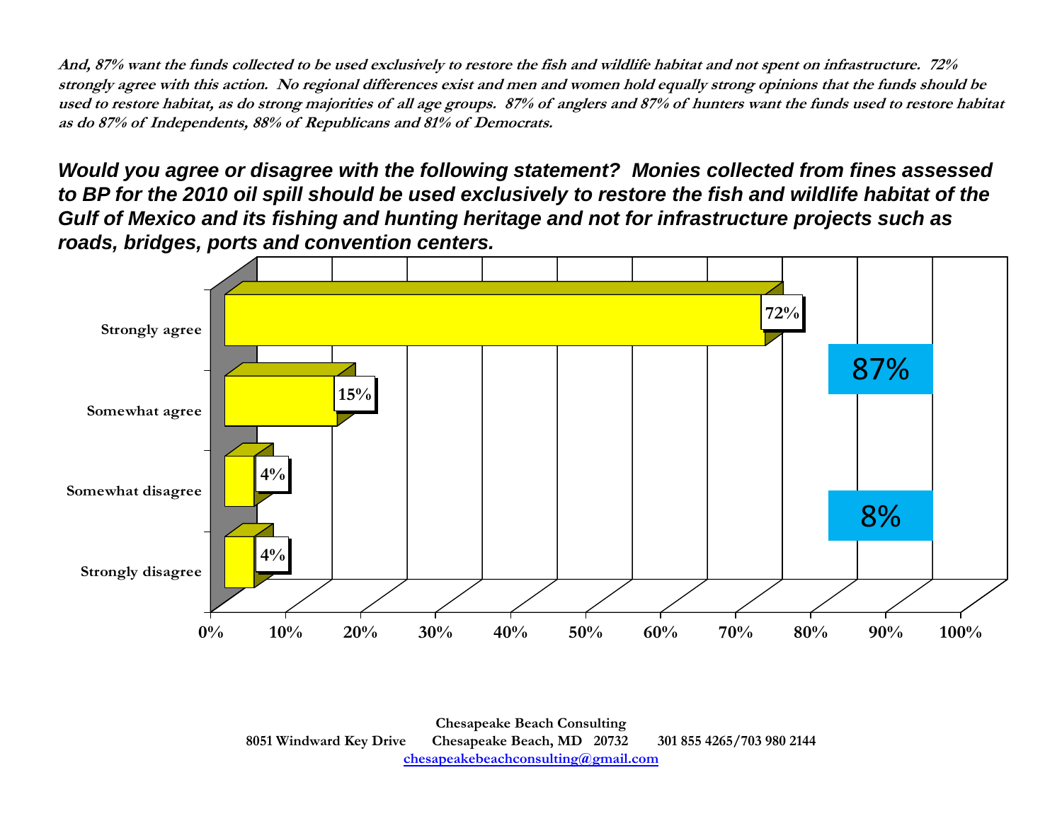**And, 87% want the funds collected to be used exclusively to restore the fish and wildlife habitat and not spent on infrastructure. 72% strongly agree with this action. No regional differences exist and men and women hold equally strong opinions that the funds should be used to restore habitat, as do strong majorities of all age groups. 87% of anglers and 87% of hunters want the funds used to restore habitat as do 87% of Independents, 88% of Republicans and 81% of Democrats.**

***Would you agree or disagree with the following statement? Monies collected from fines assessed to BP for the 2010 oil spill should be used exclusively to restore the fish and wildlife habitat of the Gulf of Mexico and its fishing and hunting heritage and not for infrastructure projects such as roads, bridges, ports and convention centers.***

Strongly agree
72%

Somewhat agree
15%

Somewhat disagree
4%

Strongly disagree
4%

87%

8%

0% 10% 20% 30% 40% 50% 60% 70% 80% 90% 100%

**Chesapeake Beach Consulting**
**8051 Windward Key Drive Chesapeake Beach, MD 20732 301 855 4265/703 980 2144**
**chesapeakebeachconsulting@gmail.com**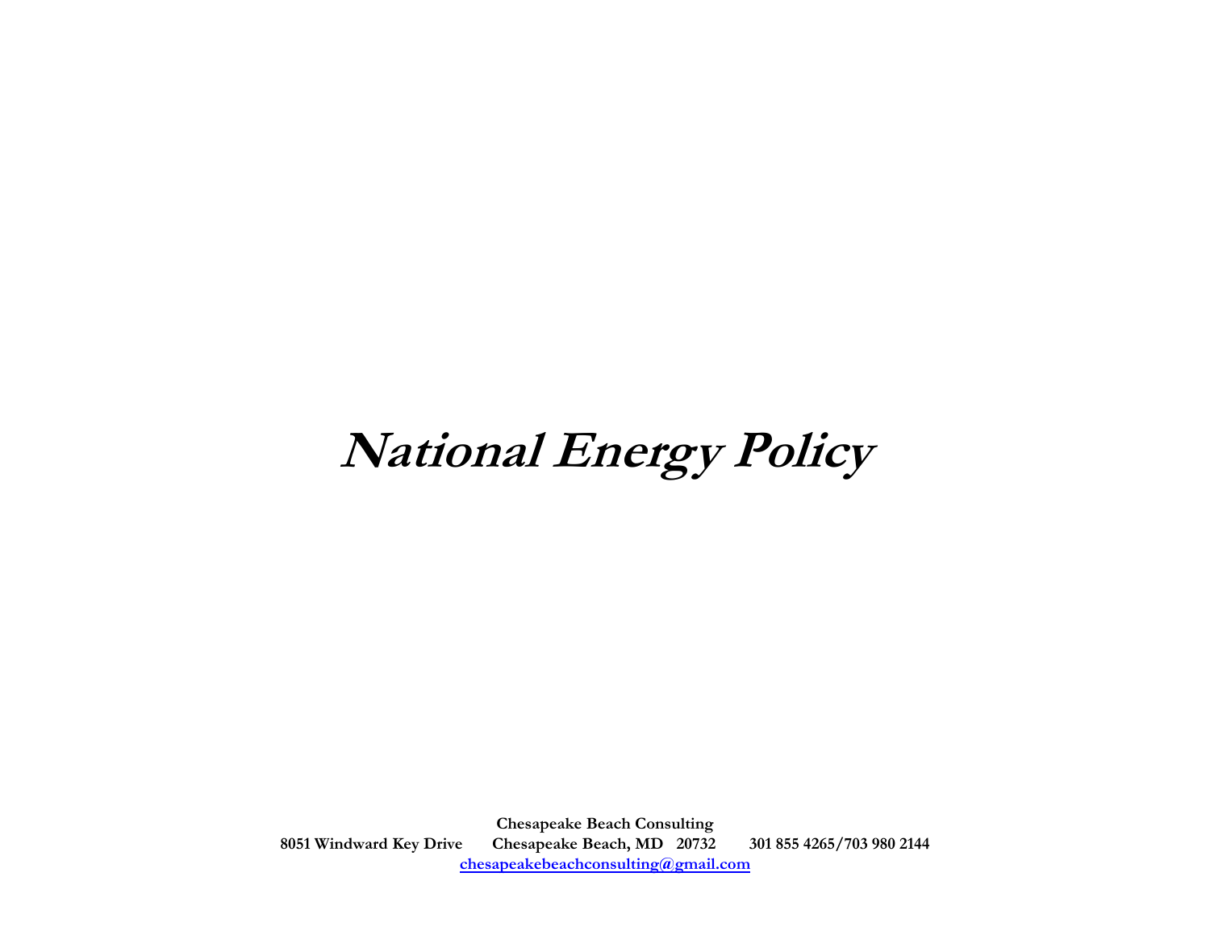# *National Energy Policy*

**Chesapeake Beach Consulting**
**8051 Windward Key Drive Chesapeake Beach, MD 20732 301 855 4265/703 980 2144**
**chesapeakebeachconsulting@gmail.com**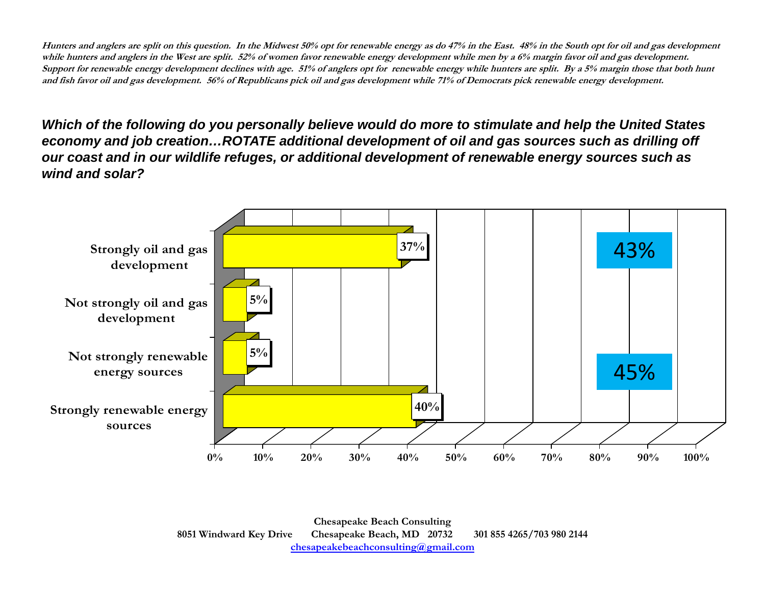***Hunters and anglers are split on this question. In the Midwest 50% opt for renewable energy as do 47% in the East. 48% in the South opt for oil and gas development while hunters and anglers in the West are split. 52% of women favor renewable energy development while men by a 6% margin favor oil and gas development. Support for renewable energy development declines with age. 51% of anglers opt for renewable energy while hunters are split. By a 5% margin those that both hunt and fish favor oil and gas development. 56% of Republicans pick oil and gas development while 71% of Democrats pick renewable energy development.***

***Which of the following do you personally believe would do more to stimulate and help the United States economy and job creation…ROTATE additional development of oil and gas sources such as drilling off our coast and in our wildlife refuges, or additional development of renewable energy sources such as wind and solar?***

Strongly oil and gas development 37%

Not strongly oil and gas development 5%

Not strongly renewable energy sources 5%

Strongly renewable energy sources 40%

43%

45%

0% 10% 20% 30% 40% 50% 60% 70% 80% 90% 100%

**Chesapeake Beach Consulting**
**8051 Windward Key Drive Chesapeake Beach, MD 20732 301 855 4265/703 980 2144**
**chesapeakebeachconsulting@gmail.com**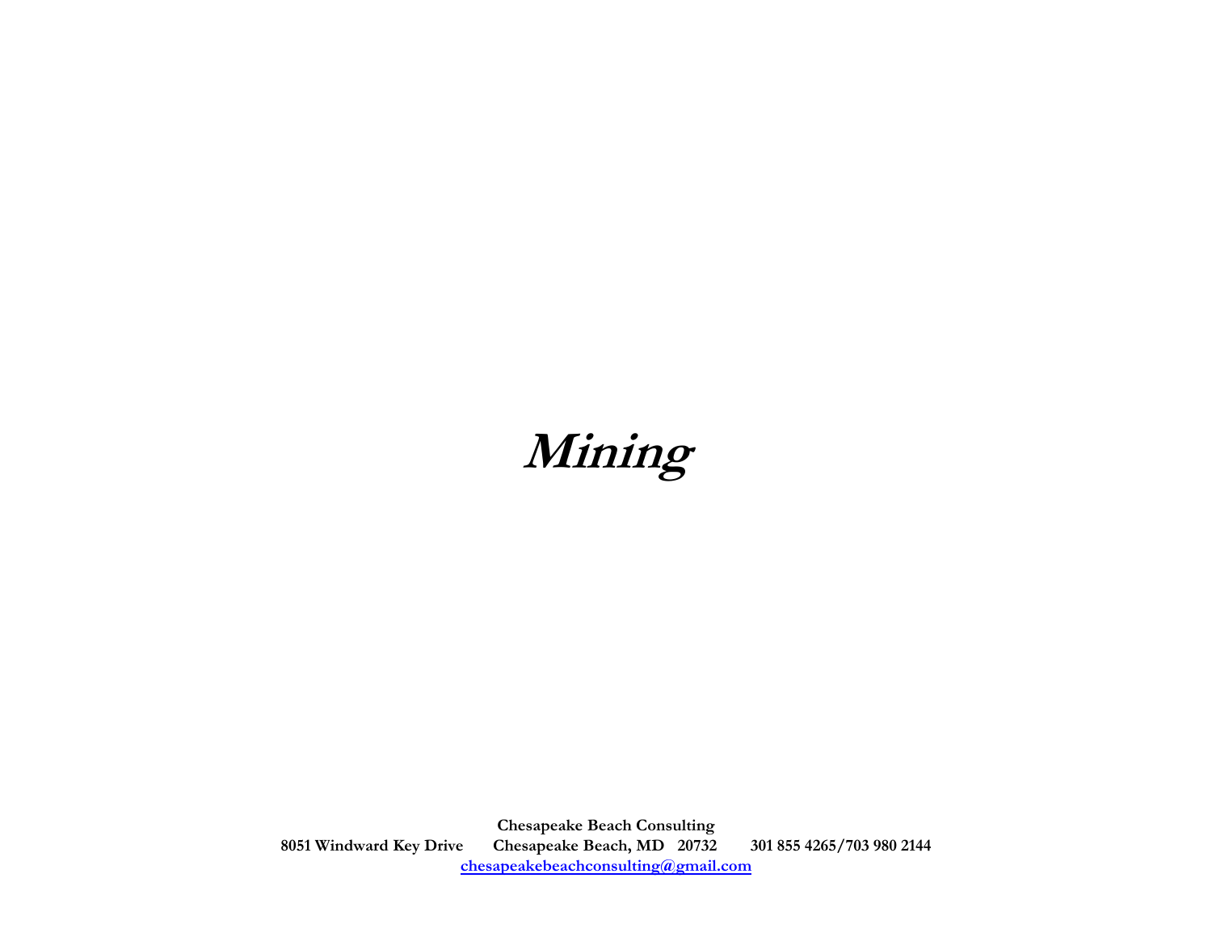# ***Mining***

**Chesapeake Beach Consulting**
**8051 Windward Key Drive Chesapeake Beach, MD 20732 301 855 4265/703 980 2144**
**chesapeakebeachconsulting@gmail.com**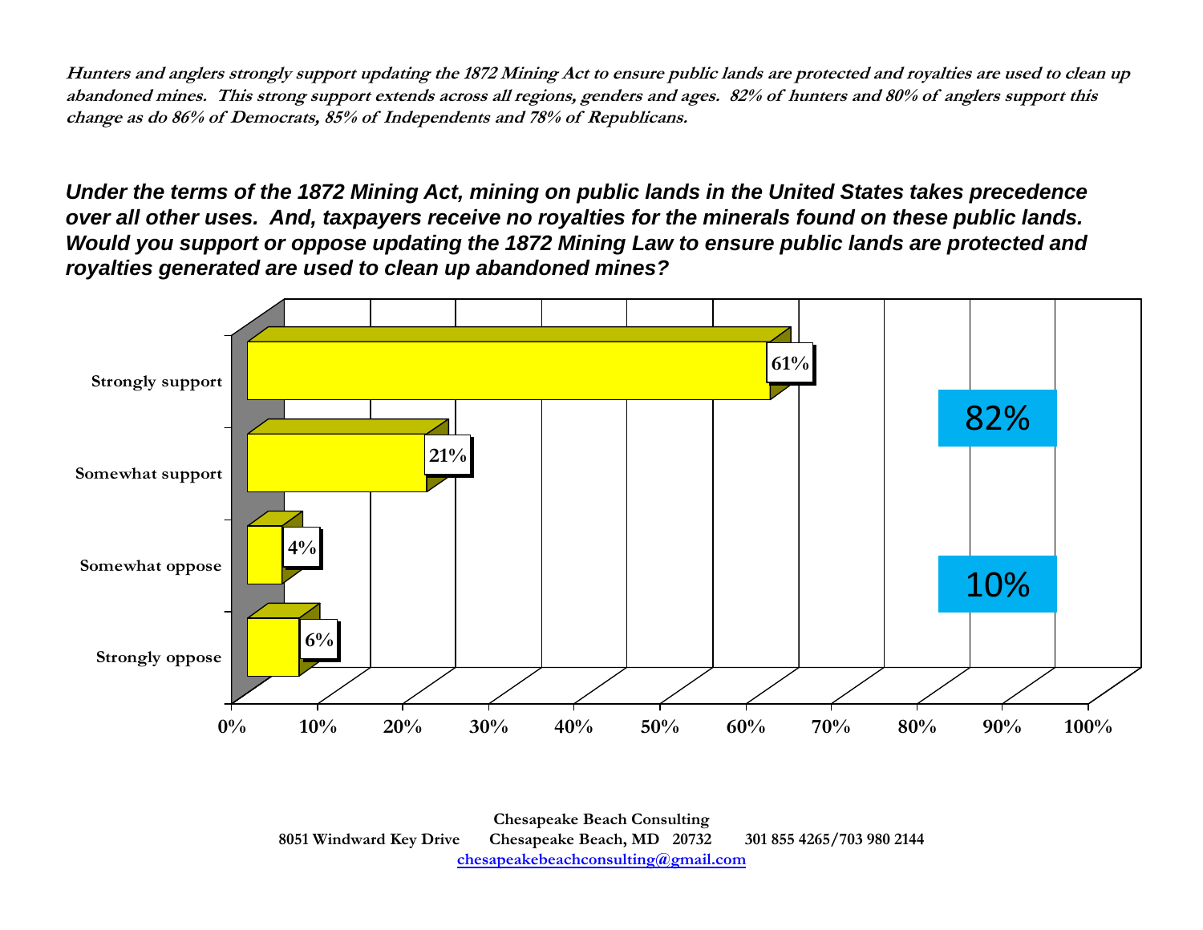**Hunters and anglers strongly support updating the 1872 Mining Act to ensure public lands are protected and royalties are used to clean up abandoned mines. This strong support extends across all regions, genders and ages. 82% of hunters and 80% of anglers support this change as do 86% of Democrats, 85% of Independents and 78% of Republicans.**

***Under the terms of the 1872 Mining Act, mining on public lands in the United States takes precedence over all other uses. And, taxpayers receive no royalties for the minerals found on these public lands. Would you support or oppose updating the 1872 Mining Law to ensure public lands are protected and royalties generated are used to clean up abandoned mines?***

Strongly support 61%

Somewhat support 21%

Somewhat oppose 4%

Strongly oppose 6%

82%

10%

0% 10% 20% 30% 40% 50% 60% 70% 80% 90% 100%

**Chesapeake Beach Consulting**
**8051 Windward Key Drive Chesapeake Beach, MD 20732 301 855 4265/703 980 2144**
**chesapeakebeachconsulting@gmail.com**